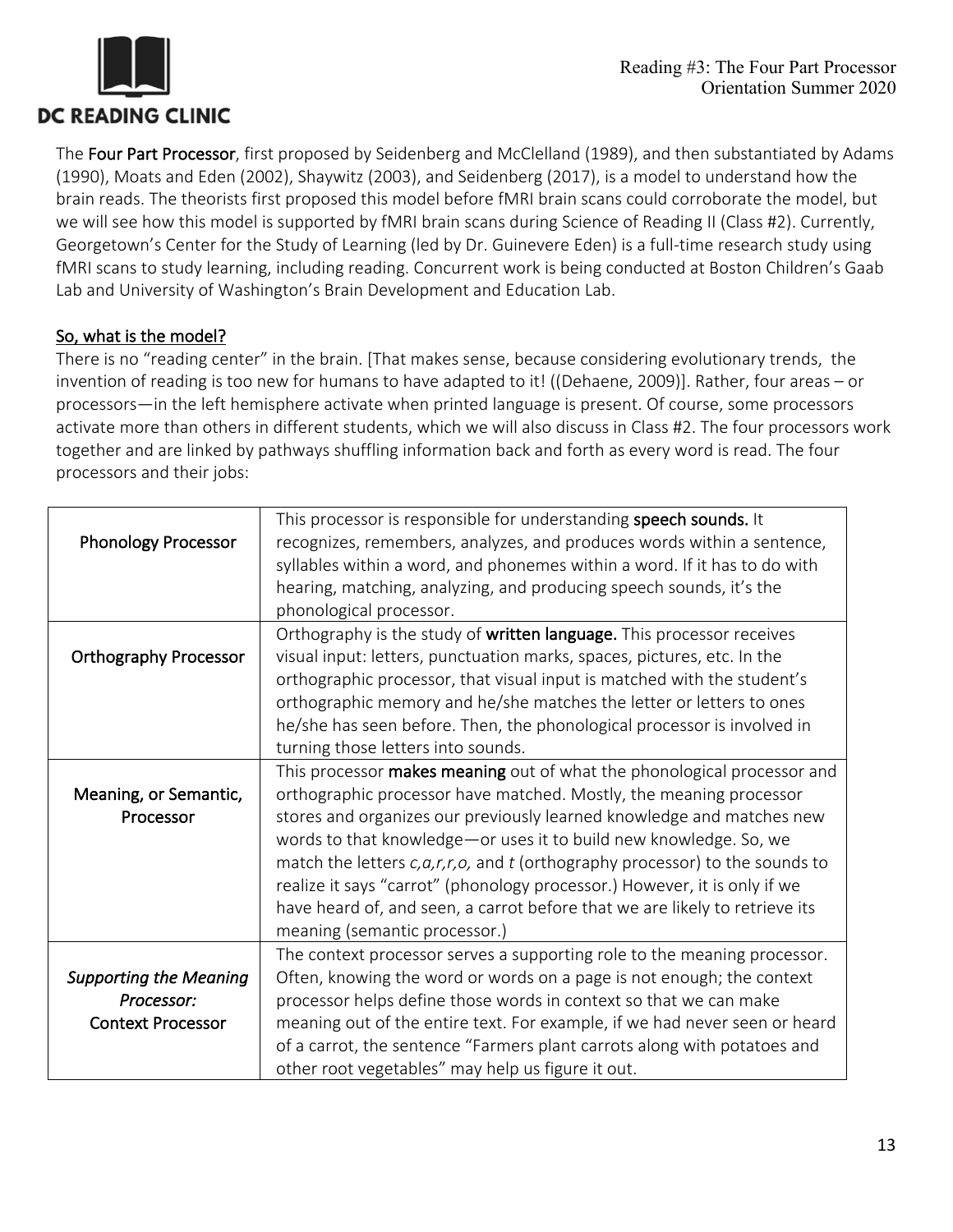The **Four Part Processor**, first proposed by Seidenberg and McClelland (1989), and then substantiated by Adams (1990), Moats and Eden (2002), Shaywitz (2003), and Seidenberg (2017), is a model to understand how the brain reads. The theorists first proposed this model before fMRI brain scans could corroborate the model, but we will see how this model is supported by fMRI brain scans during Science of Reading II (Class #2). Currently, Georgetown's Center for the Study of Learning (led by Dr. Guinevere Eden) is a full-time research study using fMRI scans to study learning, including reading. Concurrent work is being conducted at Boston Children's Gaab Lab and University of Washington's Brain Development and Education Lab.

## So, what is the model?

There is no "reading center" in the brain. [That makes sense, because considering evolutionary trends, the invention of reading is too new for humans to have adapted to it! ((Dehaene, 2009)]. Rather, four areas – or processors—in the left hemisphere activate when printed language is present. Of course, some processors activate more than others in different students, which we will also discuss in Class #2. The four processors work together and are linked by pathways shuffling information back and forth as every word is read. The four processors and their jobs:

| | |
|---|---|
| Phonology Processor | This processor is responsible for understanding **speech sounds.** It recognizes, remembers, analyzes, and produces words within a sentence, syllables within a word, and phonemes within a word. If it has to do with hearing, matching, analyzing, and producing speech sounds, it's the phonological processor. |
| Orthography Processor | Orthography is the study of **written language.** This processor receives visual input: letters, punctuation marks, spaces, pictures, etc. In the orthographic processor, that visual input is matched with the student's orthographic memory and he/she matches the letter or letters to ones he/she has seen before. Then, the phonological processor is involved in turning those letters into sounds. |
| Meaning, or Semantic, Processor | This processor **makes meaning** out of what the phonological processor and orthographic processor have matched. Mostly, the meaning processor stores and organizes our previously learned knowledge and matches new words to that knowledge—or uses it to build new knowledge. So, we match the letters *c,a,r,r,o,* and *t* (orthography processor) to the sounds to realize it says "carrot" (phonology processor.) However, it is only if we have heard of, and seen, a carrot before that we are likely to retrieve its meaning (semantic processor.) |
| *Supporting the Meaning Processor:* Context Processor | The context processor serves a supporting role to the meaning processor. Often, knowing the word or words on a page is not enough; the context processor helps define those words in context so that we can make meaning out of the entire text. For example, if we had never seen or heard of a carrot, the sentence "Farmers plant carrots along with potatoes and other root vegetables" may help us figure it out. |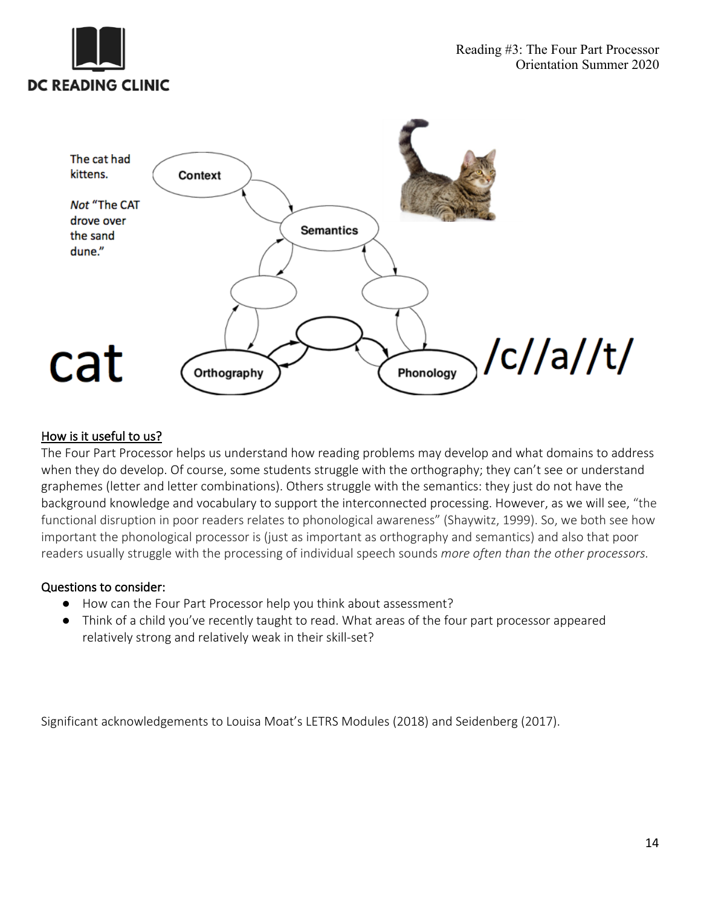The cat had kittens.

*Not* "The CAT drove over the sand dune."

Context

Semantics

cat

Orthography

Phonology

/c//a//t/

<u>How is it useful to us?</u>

The Four Part Processor helps us understand how reading problems may develop and what domains to address when they do develop. Of course, some students struggle with the orthography; they can't see or understand graphemes (letter and letter combinations). Others struggle with the semantics: they just do not have the background knowledge and vocabulary to support the interconnected processing. However, as we will see, "the functional disruption in poor readers relates to phonological awareness" (Shaywitz, 1999). So, we both see how important the phonological processor is (just as important as orthography and semantics) and also that poor readers usually struggle with the processing of individual speech sounds *more often than the other processors.*

<u>Questions to consider:</u>

- How can the Four Part Processor help you think about assessment?
- Think of a child you've recently taught to read. What areas of the four part processor appeared relatively strong and relatively weak in their skill-set?

Significant acknowledgements to Louisa Moat's LETRS Modules (2018) and Seidenberg (2017).